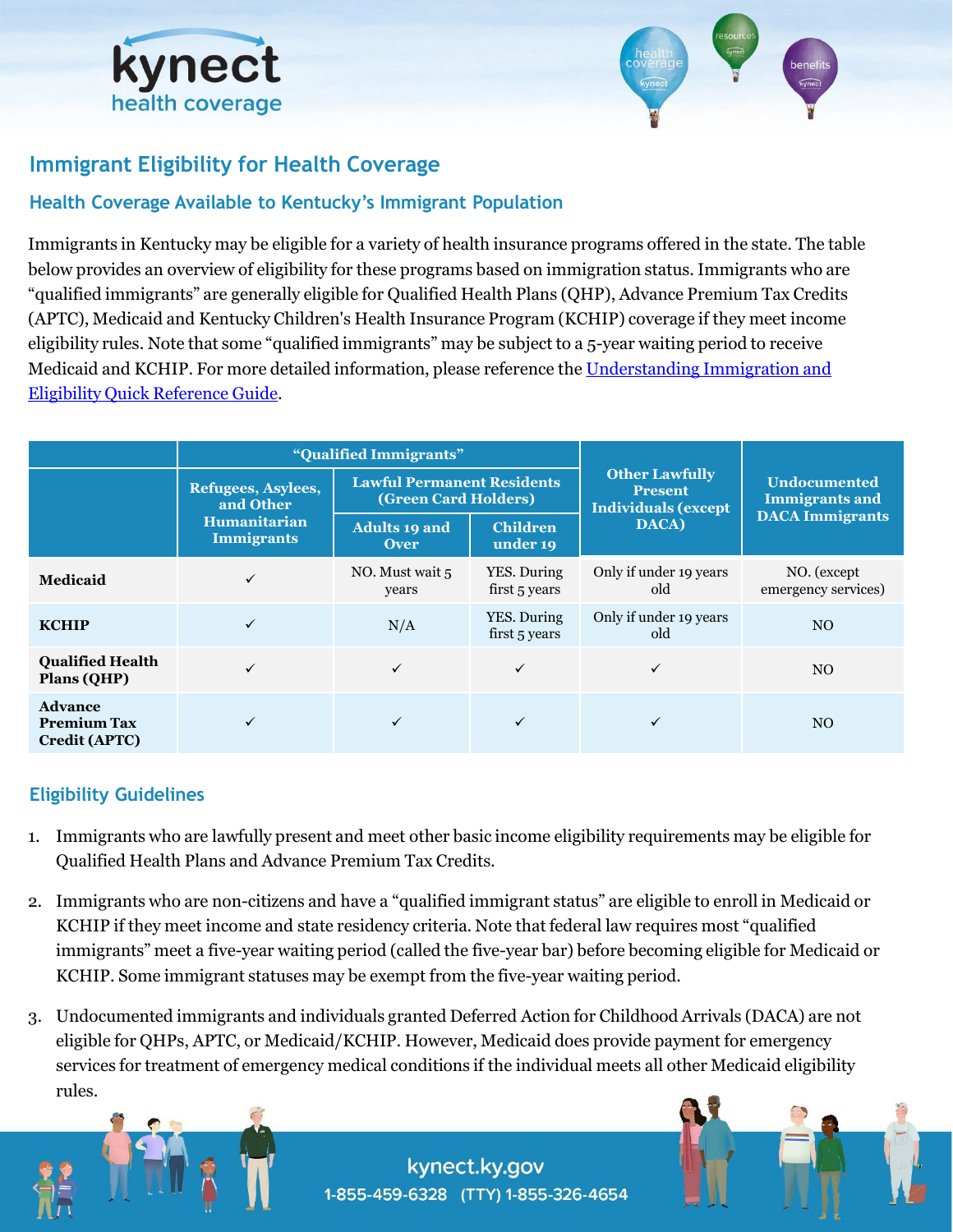# Immigrant Eligibility for Health Coverage

## Health Coverage Available to Kentucky's Immigrant Population

Immigrants in Kentucky may be eligible for a variety of health insurance programs offered in the state. The table below provides an overview of eligibility for these programs based on immigration status. Immigrants who are "qualified immigrants" are generally eligible for Qualified Health Plans (QHP), Advance Premium Tax Credits (APTC), Medicaid and Kentucky Children's Health Insurance Program (KCHIP) coverage if they meet income eligibility rules. Note that some "qualified immigrants" may be subject to a 5-year waiting period to receive Medicaid and KCHIP. For more detailed information, please reference the Understanding Immigration and Eligibility Quick Reference Guide.

| | "Qualified Immigrants" | | | Other Lawfully Present Individuals (except DACA) | Undocumented Immigrants and DACA Immigrants |
|---|---|---|---|---|---|
| | Refugees, Asylees, and Other Humanitarian Immigrants | Lawful Permanent Residents (Green Card Holders) | | | |
| | | Adults 19 and Over | Children under 19 | | |
| **Medicaid** | ✓ | NO. Must wait 5 years | YES. During first 5 years | Only if under 19 years old | NO. (except emergency services) |
| **KCHIP** | ✓ | N/A | YES. During first 5 years | Only if under 19 years old | NO |
| **Qualified Health Plans (QHP)** | ✓ | ✓ | ✓ | ✓ | NO |
| **Advance Premium Tax Credit (APTC)** | ✓ | ✓ | ✓ | ✓ | NO |

## Eligibility Guidelines

1. Immigrants who are lawfully present and meet other basic income eligibility requirements may be eligible for Qualified Health Plans and Advance Premium Tax Credits.
2. Immigrants who are non-citizens and have a "qualified immigrant status" are eligible to enroll in Medicaid or KCHIP if they meet income and state residency criteria. Note that federal law requires most "qualified immigrants" meet a five-year waiting period (called the five-year bar) before becoming eligible for Medicaid or KCHIP. Some immigrant statuses may be exempt from the five-year waiting period.
3. Undocumented immigrants and individuals granted Deferred Action for Childhood Arrivals (DACA) are not eligible for QHPs, APTC, or Medicaid/KCHIP. However, Medicaid does provide payment for emergency services for treatment of emergency medical conditions if the individual meets all other Medicaid eligibility rules.

kynect.ky.gov
1-855-459-6328 (TTY) 1-855-326-4654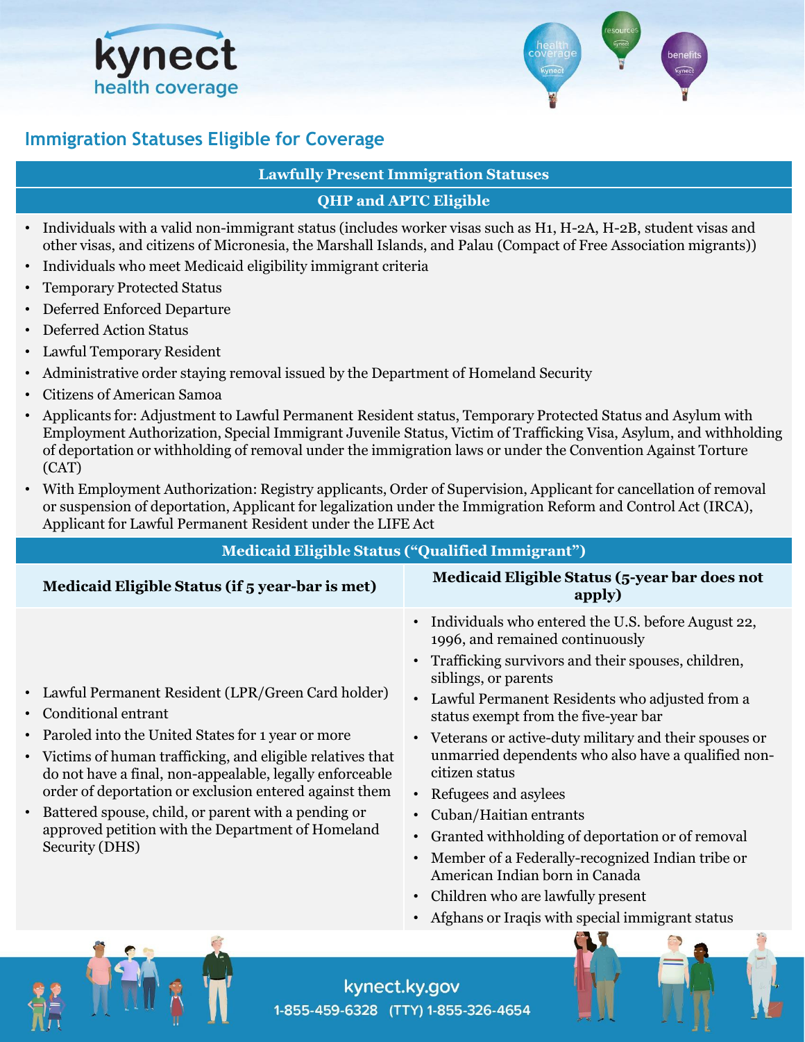# kynect health coverage

## Immigration Statuses Eligible for Coverage

### Lawfully Present Immigration Statuses

#### QHP and APTC Eligible

- Individuals with a valid non-immigrant status (includes worker visas such as H1, H-2A, H-2B, student visas and other visas, and citizens of Micronesia, the Marshall Islands, and Palau (Compact of Free Association migrants))
- Individuals who meet Medicaid eligibility immigrant criteria
- Temporary Protected Status
- Deferred Enforced Departure
- Deferred Action Status
- Lawful Temporary Resident
- Administrative order staying removal issued by the Department of Homeland Security
- Citizens of American Samoa
- Applicants for: Adjustment to Lawful Permanent Resident status, Temporary Protected Status and Asylum with Employment Authorization, Special Immigrant Juvenile Status, Victim of Trafficking Visa, Asylum, and withholding of deportation or withholding of removal under the immigration laws or under the Convention Against Torture (CAT)
- With Employment Authorization: Registry applicants, Order of Supervision, Applicant for cancellation of removal or suspension of deportation, Applicant for legalization under the Immigration Reform and Control Act (IRCA), Applicant for Lawful Permanent Resident under the LIFE Act

### Medicaid Eligible Status ("Qualified Immigrant")

| Medicaid Eligible Status (if 5 year-bar is met) | Medicaid Eligible Status (5-year bar does not apply) |
|---|---|
| • Lawful Permanent Resident (LPR/Green Card holder)<br>• Conditional entrant<br>• Paroled into the United States for 1 year or more<br>• Victims of human trafficking, and eligible relatives that do not have a final, non-appealable, legally enforceable order of deportation or exclusion entered against them<br>• Battered spouse, child, or parent with a pending or approved petition with the Department of Homeland Security (DHS) | • Individuals who entered the U.S. before August 22, 1996, and remained continuously<br>• Trafficking survivors and their spouses, children, siblings, or parents<br>• Lawful Permanent Residents who adjusted from a status exempt from the five-year bar<br>• Veterans or active-duty military and their spouses or unmarried dependents who also have a qualified non-citizen status<br>• Refugees and asylees<br>• Cuban/Haitian entrants<br>• Granted withholding of deportation or of removal<br>• Member of a Federally-recognized Indian tribe or American Indian born in Canada<br>• Children who are lawfully present<br>• Afghans or Iraqis with special immigrant status |

kynect.ky.gov
1-855-459-6328 (TTY) 1-855-326-4654